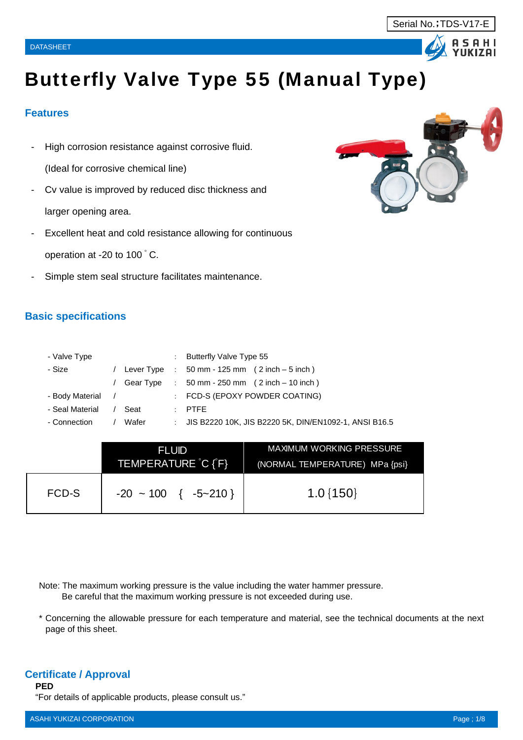Serial No.：TDS-V17-E

DATASHEET

# Butterfly Valve Type 55 (Manual Type)

## Features

- High corrosion resistance against corrosive fluid.
  (Ideal for corrosive chemical line)
- Cv value is improved by reduced disc thickness and larger opening area.
- Excellent heat and cold resistance allowing for continuous operation at -20 to 100 ˚C.
- Simple stem seal structure facilitates maintenance.

## Basic specifications

| | | | | |
|---|---|---|---|---|
| - Valve Type | | | : | Butterfly Valve Type 55 |
| - Size | / | Lever Type | : | 50 mm - 125 mm ( 2 inch – 5 inch ) |
| | / | Gear Type | : | 50 mm - 250 mm ( 2 inch – 10 inch ) |
| - Body Material | / | | : | FCD-S (EPOXY POWDER COATING) |
| - Seal Material | / | Seat | : | PTFE |
| - Connection | / | Wafer | : | JIS B2220 10K, JIS B2220 5K, DIN/EN1092-1, ANSI B16.5 |

| | FLUID TEMPERATURE ˚C {˚F} | MAXIMUM WORKING PRESSURE (NORMAL TEMPERATURE) MPa {psi} |
|---|---|---|
| FCD-S | -20 ~ 100 { -5~210 } | 1.0 {150} |

Note: The maximum working pressure is the value including the water hammer pressure.
Be careful that the maximum working pressure is not exceeded during use.

\* Concerning the allowable pressure for each temperature and material, see the technical documents at the next page of this sheet.

## Certificate / Approval

**PED**

“For details of applicable products, please consult us.”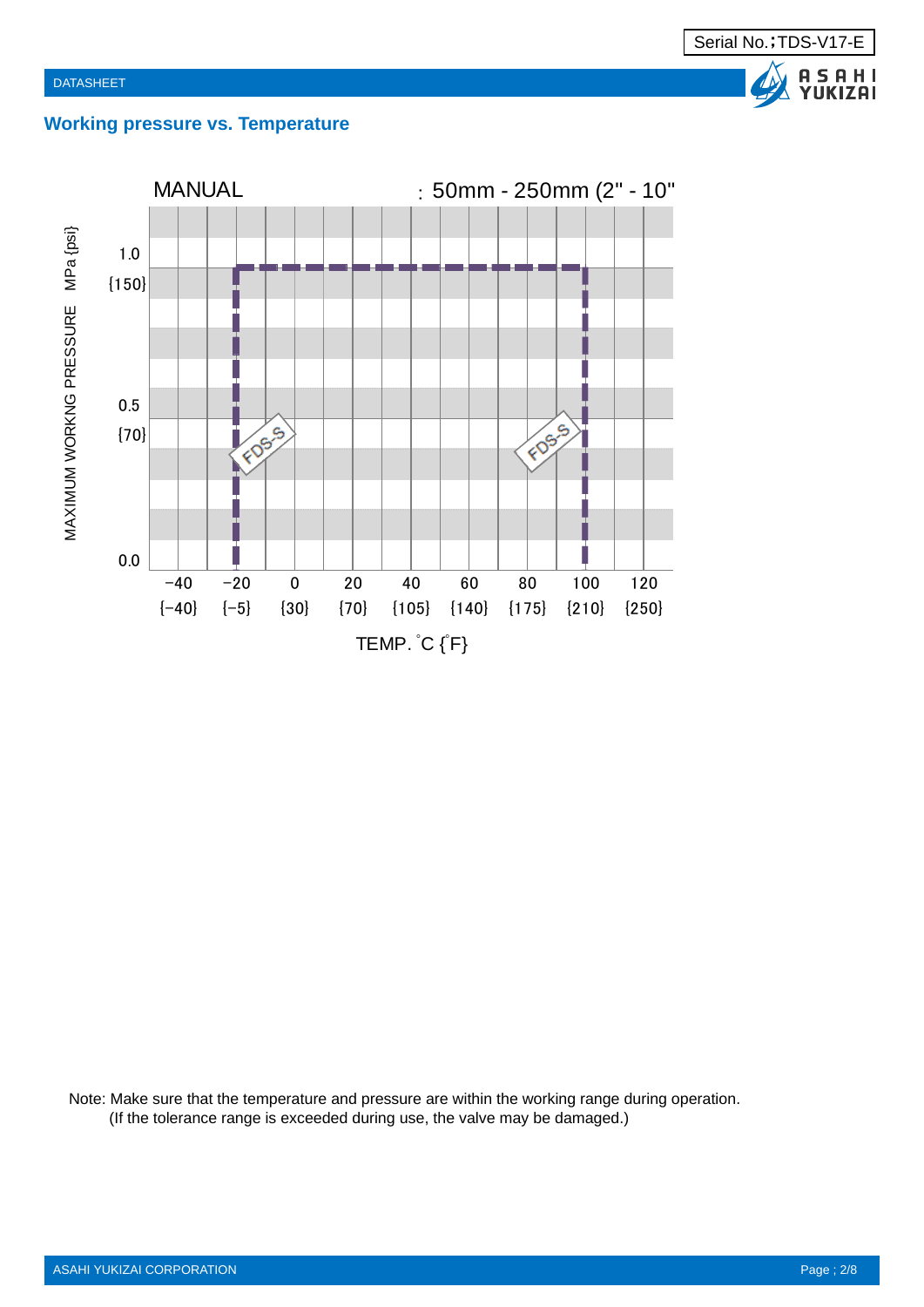Serial No.；TDS-V17-E

DATASHEET

## Working pressure vs. Temperature

MANUAL

: 50mm - 250mm (2" - 10")

MAXIMUM WORKNG PRESSURE MPa {psi}

1.0
{150}
0.5
{70}
0.0

FDS-S
FDS-S

−40 {−40}
−20 {−5}
0 {30}
20 {70}
40 {105}
60 {140}
80 {175}
100 {210}
120 {250}

TEMP. ˚C {˚F}

Note: Make sure that the temperature and pressure are within the working range during operation.
(If the tolerance range is exceeded during use, the valve may be damaged.)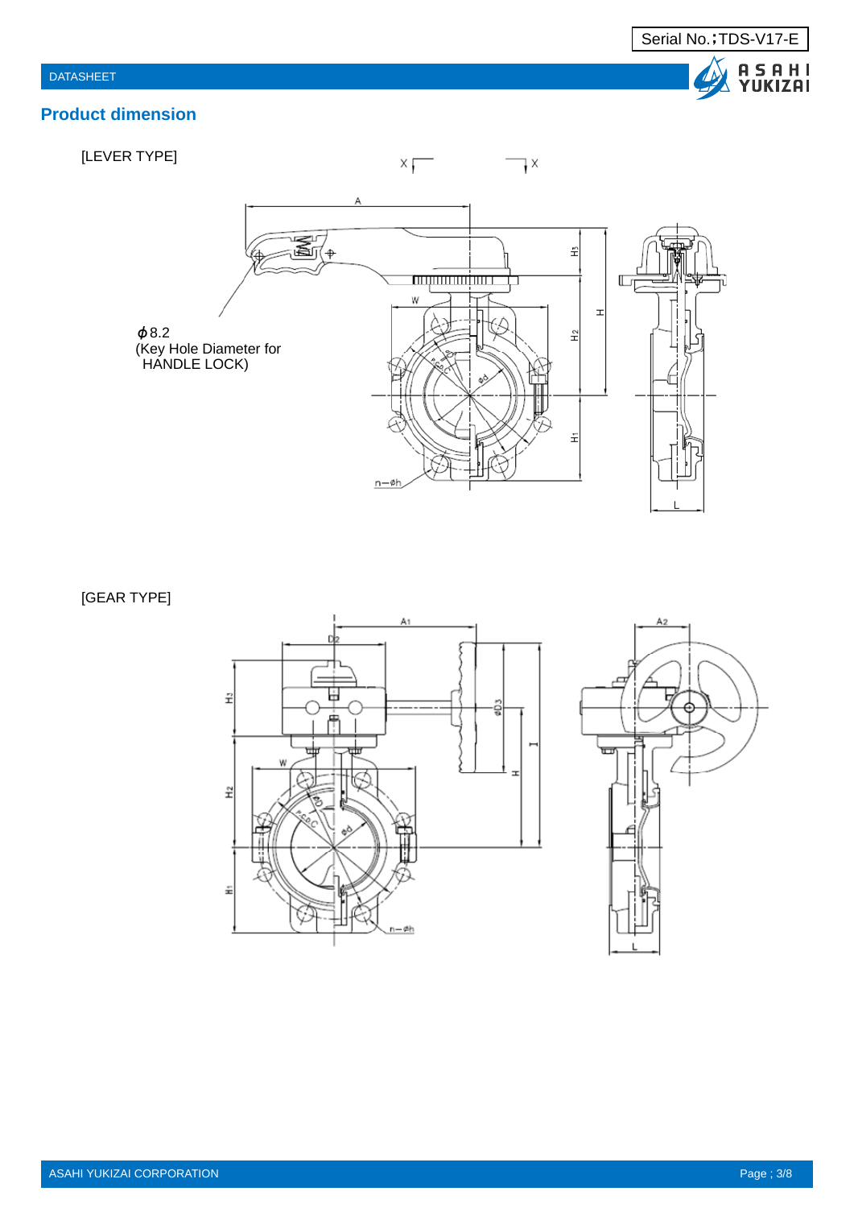Serial No.;TDS-V17-E

## Product dimension

[LEVER TYPE]

X X

A

H3

H

W

H2

H1

ϕ8.2
(Key Hole Diameter for
HANDLE LOCK)

n−ϕh

L

[GEAR TYPE]

A1

D2

A2

H3

ϕD3

I

H

W

H2

H1

n−ϕh

L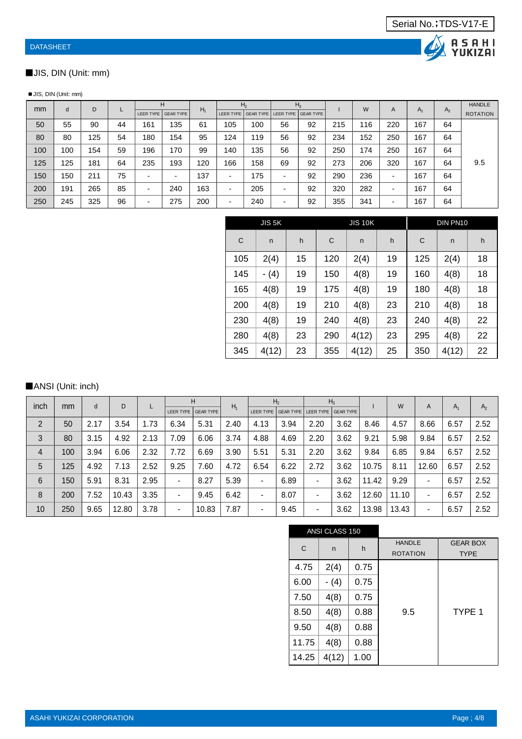Serial No.;TDS-V17-E

DATASHEET

## ■JIS, DIN (Unit: mm)

■JIS, DIN (Unit: mm)

| mm | d | D | L | H | | $H_1$ | $H_2$ | | $H_3$ | | l | W | A | $A_1$ | $A_2$ | HANDLE ROTATION |
|---|---|---|---|---|---|---|---|---|---|---|---|---|---|---|---|---|
| | | | | LEER TYPE | GEAR TYPE | | LEER TYPE | GEAR TYPE | LEER TYPE | GEAR TYPE | | | | | | |
| 50 | 55 | 90 | 44 | 161 | 135 | 61 | 105 | 100 | 56 | 92 | 215 | 116 | 220 | 167 | 64 | 9.5 |
| 80 | 80 | 125 | 54 | 180 | 154 | 95 | 124 | 119 | 56 | 92 | 234 | 152 | 250 | 167 | 64 | |
| 100 | 100 | 154 | 59 | 196 | 170 | 99 | 140 | 135 | 56 | 92 | 250 | 174 | 250 | 167 | 64 | |
| 125 | 125 | 181 | 64 | 235 | 193 | 120 | 166 | 158 | 69 | 92 | 273 | 206 | 320 | 167 | 64 | |
| 150 | 150 | 211 | 75 | - | - | 137 | - | 175 | - | 92 | 290 | 236 | - | 167 | 64 | |
| 200 | 191 | 265 | 85 | - | 240 | 163 | - | 205 | - | 92 | 320 | 282 | - | 167 | 64 | |
| 250 | 245 | 325 | 96 | - | 275 | 200 | - | 240 | - | 92 | 355 | 341 | - | 167 | 64 | |

| JIS 5K | | | JIS 10K | | | DIN PN10 | | |
|---|---|---|---|---|---|---|---|---|
| C | n | h | C | n | h | C | n | h |
| 105 | 2(4) | 15 | 120 | 2(4) | 19 | 125 | 2(4) | 18 |
| 145 | - (4) | 19 | 150 | 4(8) | 19 | 160 | 4(8) | 18 |
| 165 | 4(8) | 19 | 175 | 4(8) | 19 | 180 | 4(8) | 18 |
| 200 | 4(8) | 19 | 210 | 4(8) | 23 | 210 | 4(8) | 18 |
| 230 | 4(8) | 19 | 240 | 4(8) | 23 | 240 | 4(8) | 22 |
| 280 | 4(8) | 23 | 290 | 4(12) | 23 | 295 | 4(8) | 22 |
| 345 | 4(12) | 23 | 355 | 4(12) | 25 | 350 | 4(12) | 22 |

## ■ANSI (Unit: inch)

| inch | mm | d | D | L | H | | $H_1$ | $H_2$ | | $H_3$ | | l | W | A | $A_1$ | $A_2$ |
|---|---|---|---|---|---|---|---|---|---|---|---|---|---|---|---|---|
| | | | | | LEER TYPE | GEAR TYPE | | LEER TYPE | GEAR TYPE | LEER TYPE | GEAR TYPE | | | | | |
| 2 | 50 | 2.17 | 3.54 | 1.73 | 6.34 | 5.31 | 2.40 | 4.13 | 3.94 | 2.20 | 3.62 | 8.46 | 4.57 | 8.66 | 6.57 | 2.52 |
| 3 | 80 | 3.15 | 4.92 | 2.13 | 7.09 | 6.06 | 3.74 | 4.88 | 4.69 | 2.20 | 3.62 | 9.21 | 5.98 | 9.84 | 6.57 | 2.52 |
| 4 | 100 | 3.94 | 6.06 | 2.32 | 7.72 | 6.69 | 3.90 | 5.51 | 5.31 | 2.20 | 3.62 | 9.84 | 6.85 | 9.84 | 6.57 | 2.52 |
| 5 | 125 | 4.92 | 7.13 | 2.52 | 9.25 | 7.60 | 4.72 | 6.54 | 6.22 | 2.72 | 3.62 | 10.75 | 8.11 | 12.60 | 6.57 | 2.52 |
| 6 | 150 | 5.91 | 8.31 | 2.95 | - | 8.27 | 5.39 | - | 6.89 | - | 3.62 | 11.42 | 9.29 | - | 6.57 | 2.52 |
| 8 | 200 | 7.52 | 10.43 | 3.35 | - | 9.45 | 6.42 | - | 8.07 | - | 3.62 | 12.60 | 11.10 | - | 6.57 | 2.52 |
| 10 | 250 | 9.65 | 12.80 | 3.78 | - | 10.83 | 7.87 | - | 9.45 | - | 3.62 | 13.98 | 13.43 | - | 6.57 | 2.52 |

| ANSI CLASS 150 | | | HANDLE ROTATION | GEAR BOX TYPE |
|---|---|---|---|---|
| C | n | h | | |
| 4.75 | 2(4) | 0.75 | 9.5 | TYPE 1 |
| 6.00 | - (4) | 0.75 | | |
| 7.50 | 4(8) | 0.75 | | |
| 8.50 | 4(8) | 0.88 | | |
| 9.50 | 4(8) | 0.88 | | |
| 11.75 | 4(8) | 0.88 | | |
| 14.25 | 4(12) | 1.00 | | |

ASAHI YUKIZAI CORPORATION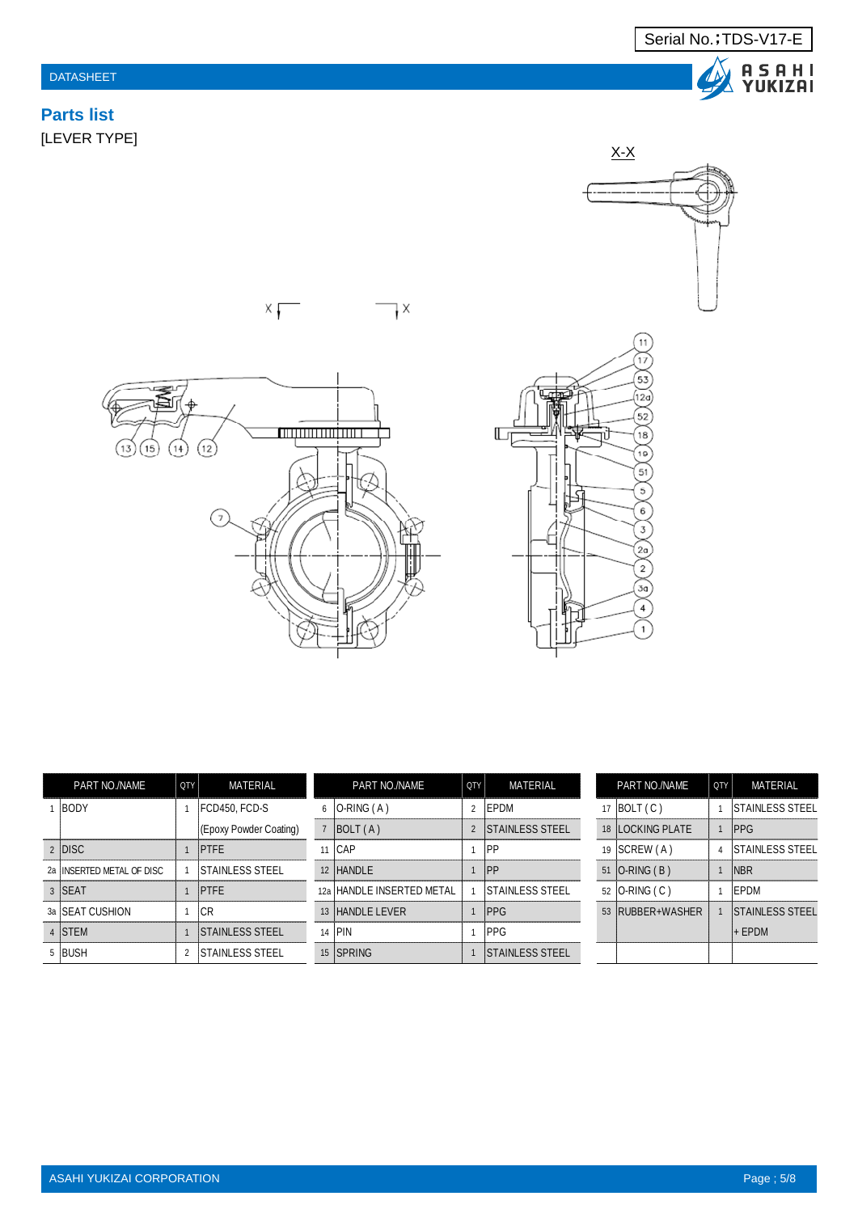Serial No.;TDS-V17-E

DATASHEET

## Parts list

[LEVER TYPE]

X-X

| PART NO./NAME | | QTY | MATERIAL |
|---|---|---|---|
| 1 | BODY | 1 | FCD450, FCD-S (Epoxy Powder Coating) |
| 2 | DISC | 1 | PTFE |
| 2a | INSERTED METAL OF DISC | 1 | STAINLESS STEEL |
| 3 | SEAT | 1 | PTFE |
| 3a | SEAT CUSHION | 1 | CR |
| 4 | STEM | 1 | STAINLESS STEEL |
| 5 | BUSH | 2 | STAINLESS STEEL |
| 6 | O-RING ( A ) | 2 | EPDM |
| 7 | BOLT ( A ) | 2 | STAINLESS STEEL |
| 11 | CAP | 1 | PP |
| 12 | HANDLE | 1 | PP |
| 12a | HANDLE INSERTED METAL | 1 | STAINLESS STEEL |
| 13 | HANDLE LEVER | 1 | PPG |
| 14 | PIN | 1 | PPG |
| 15 | SPRING | 1 | STAINLESS STEEL |
| 17 | BOLT ( C ) | 1 | STAINLESS STEEL |
| 18 | LOCKING PLATE | 1 | PPG |
| 19 | SCREW ( A ) | 4 | STAINLESS STEEL |
| 51 | O-RING ( B ) | 1 | NBR |
| 52 | O-RING ( C ) | 1 | EPDM |
| 53 | RUBBER+WASHER | 1 | STAINLESS STEEL + EPDM |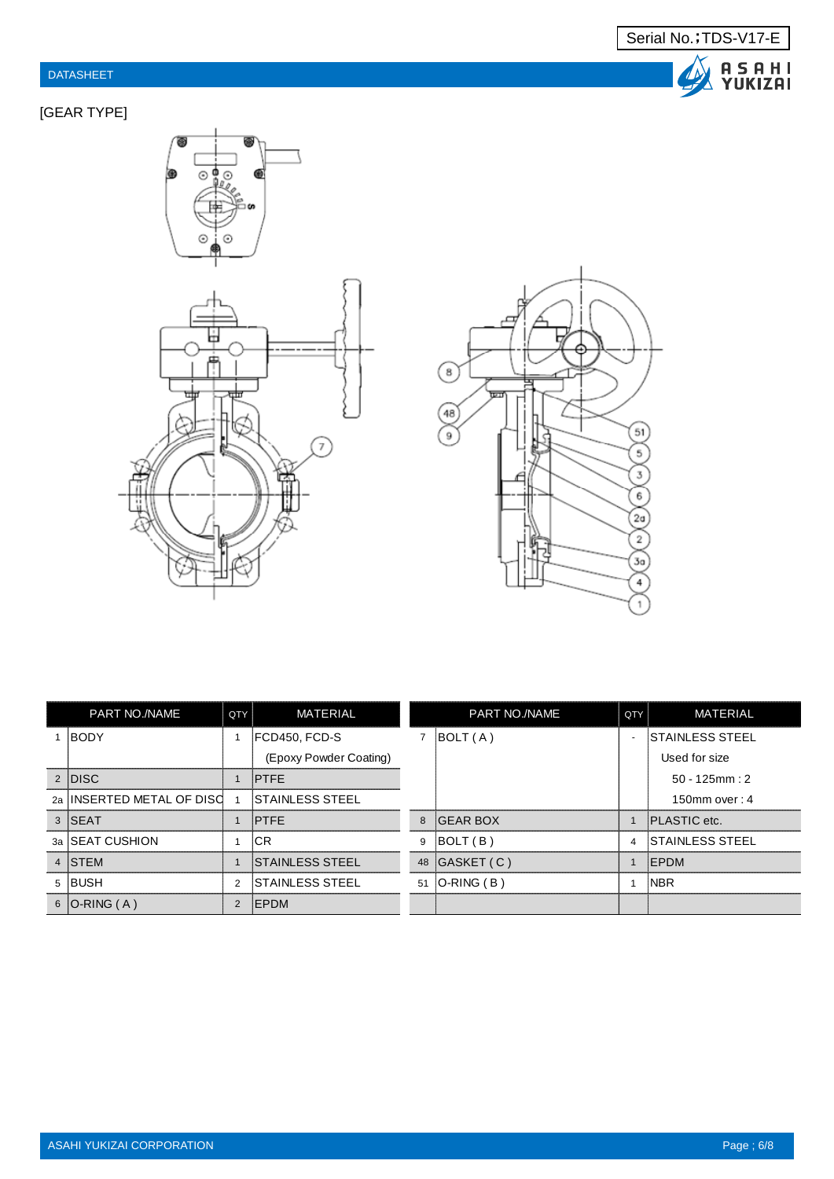Serial No.;TDS-V17-E

DATASHEET

[GEAR TYPE]

| PART NO./NAME | | QTY | MATERIAL |
|---|---|---|---|
| 1 | BODY | 1 | FCD450, FCD-S (Epoxy Powder Coating) |
| 2 | DISC | 1 | PTFE |
| 2a | INSERTED METAL OF DISC | 1 | STAINLESS STEEL |
| 3 | SEAT | 1 | PTFE |
| 3a | SEAT CUSHION | 1 | CR |
| 4 | STEM | 1 | STAINLESS STEEL |
| 5 | BUSH | 2 | STAINLESS STEEL |
| 6 | O-RING ( A ) | 2 | EPDM |

| PART NO./NAME | | QTY | MATERIAL |
|---|---|---|---|
| 7 | BOLT ( A ) | - | STAINLESS STEEL<br>Used for size<br>50 - 125mm : 2<br>150mm over : 4 |
| 8 | GEAR BOX | 1 | PLASTIC etc. |
| 9 | BOLT ( B ) | 4 | STAINLESS STEEL |
| 48 | GASKET ( C ) | 1 | EPDM |
| 51 | O-RING ( B ) | 1 | NBR |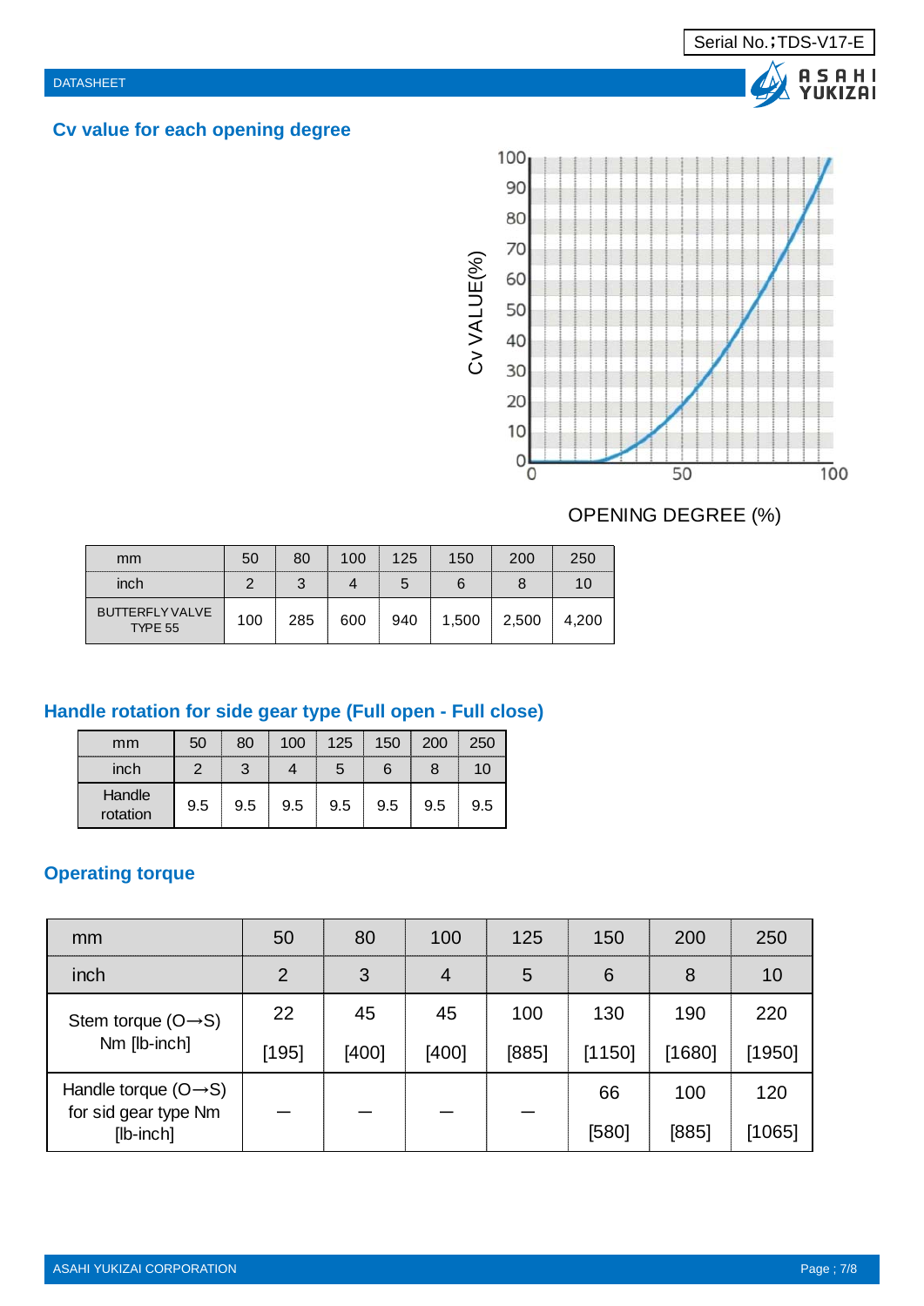## Cv value for each opening degree

CV VALUE(%)

100
90
80
70
60
50
40
30
20
10
0

0
50
100

OPENING DEGREE (%)

| mm | 50 | 80 | 100 | 125 | 150 | 200 | 250 |
|---|---|---|---|---|---|---|---|
| inch | 2 | 3 | 4 | 5 | 6 | 8 | 10 |
| BUTTERFLY VALVE TYPE 55 | 100 | 285 | 600 | 940 | 1,500 | 2,500 | 4,200 |

## Handle rotation for side gear type (Full open - Full close)

| mm | 50 | 80 | 100 | 125 | 150 | 200 | 250 |
|---|---|---|---|---|---|---|---|
| inch | 2 | 3 | 4 | 5 | 6 | 8 | 10 |
| Handle rotation | 9.5 | 9.5 | 9.5 | 9.5 | 9.5 | 9.5 | 9.5 |

## Operating torque

| mm | 50 | 80 | 100 | 125 | 150 | 200 | 250 |
|---|---|---|---|---|---|---|---|
| inch | 2 | 3 | 4 | 5 | 6 | 8 | 10 |
| Stem torque (O→S) Nm [lb-inch] | 22 [195] | 45 [400] | 45 [400] | 100 [885] | 130 [1150] | 190 [1680] | 220 [1950] |
| Handle torque (O→S) for sid gear type Nm [lb-inch] | ― | ― | ― | ― | 66 [580] | 100 [885] | 120 [1065] |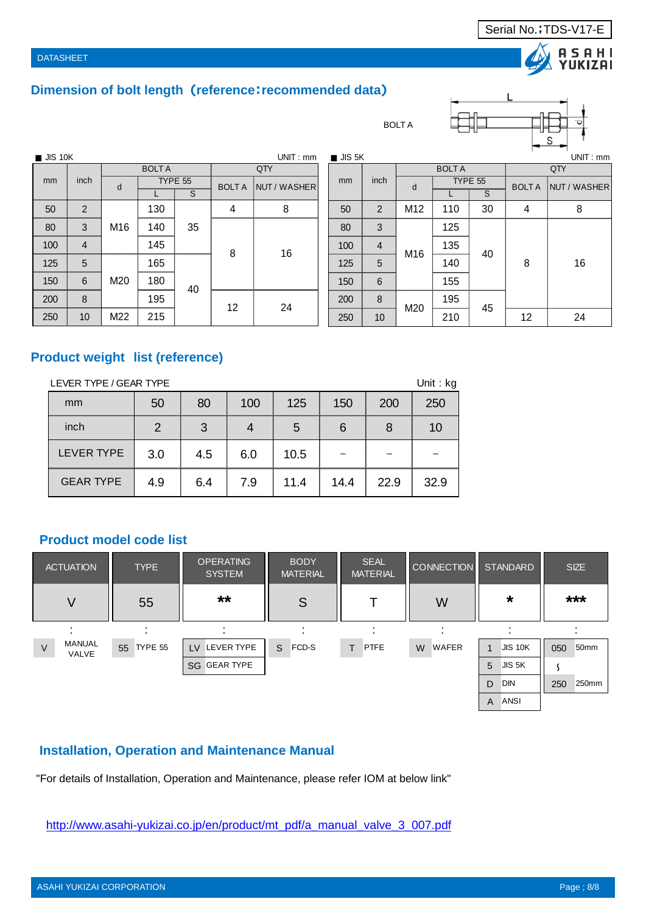Serial No.;TDS-V17-E

DATASHEET

## Dimension of bolt length（reference:recommended data）

BOLT A

L

d

S

■ JIS 10K  UNIT : mm

| mm | inch | BOLT A d | BOLT A TYPE 55 L | BOLT A TYPE 55 S | QTY BOLT A | QTY NUT / WASHER |
|---|---|---|---|---|---|---|
| 50 | 2 | M16 | 130 | 35 | 4 | 8 |
| 80 | 3 | M16 | 140 | 35 | 8 | 16 |
| 100 | 4 | M16 | 145 | | 8 | 16 |
| 125 | 5 | M20 | 165 | 40 | 8 | 16 |
| 150 | 6 | M20 | 180 | 40 | 8 | 16 |
| 200 | 8 | M20 | 195 | 40 | 12 | 24 |
| 250 | 10 | M22 | 215 | 40 | 12 | 24 |

■ JIS 5K  UNIT : mm

| mm | inch | BOLT A d | BOLT A TYPE 55 L | BOLT A TYPE 55 S | QTY BOLT A | QTY NUT / WASHER |
|---|---|---|---|---|---|---|
| 50 | 2 | M12 | 110 | 30 | 4 | 8 |
| 80 | 3 | M16 | 125 | 40 | 8 | 16 |
| 100 | 4 | M16 | 135 | 40 | 8 | 16 |
| 125 | 5 | M16 | 140 | 40 | 8 | 16 |
| 150 | 6 | M16 | 155 | 40 | 8 | 16 |
| 200 | 8 | M20 | 195 | 45 | 8 | 16 |
| 250 | 10 | M20 | 210 | 45 | 12 | 24 |

## Product weight list (reference)

LEVER TYPE / GEAR TYPE  Unit : kg

| mm | 50 | 80 | 100 | 125 | 150 | 200 | 250 |
|---|---|---|---|---|---|---|---|
| inch | 2 | 3 | 4 | 5 | 6 | 8 | 10 |
| LEVER TYPE | 3.0 | 4.5 | 6.0 | 10.5 | － | － | － |
| GEAR TYPE | 4.9 | 6.4 | 7.9 | 11.4 | 14.4 | 22.9 | 32.9 |

## Product model code list

| ACTUATION | TYPE | OPERATING SYSTEM | BODY MATERIAL | SEAL MATERIAL | CONNECTION | STANDARD | SIZE |
|---|---|---|---|---|---|---|---|
| V | 55 | ** | S | T | W | * | *** |
| V MANUAL VALVE | 55 TYPE 55 | LV LEVER TYPE | S FCD-S | T PTFE | W WAFER | 1 JIS 10K | 050 50mm |
| | | SG GEAR TYPE | | | | 5 JIS 5K | ∫ |
| | | | | | | D DIN | 250 250mm |
| | | | | | | A ANSI | |

## Installation, Operation and Maintenance Manual

"For details of Installation, Operation and Maintenance, please refer IOM at below link"

http://www.asahi-yukizai.co.jp/en/product/mt_pdf/a_manual_valve_3_007.pdf

ASAHI YUKIZAI CORPORATION